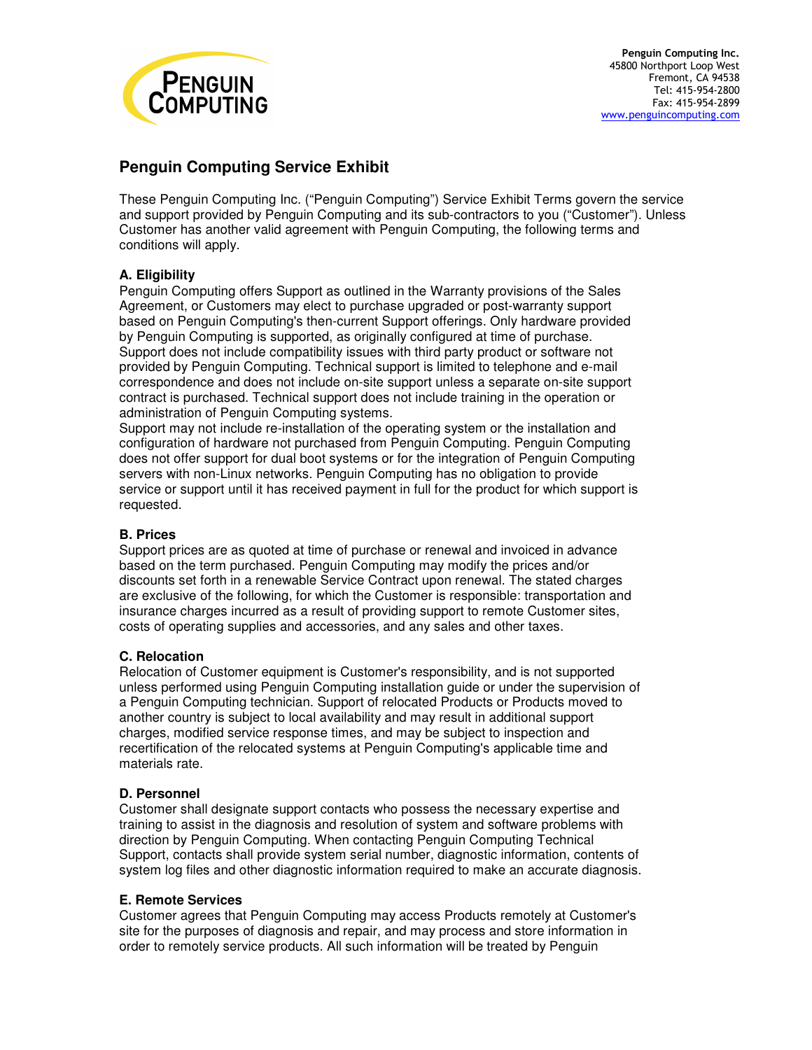**Penguin Computing Inc.**
45800 Northport Loop West
Fremont, CA 94538
Tel: 415-954-2800
Fax: 415-954-2899
www.penguincomputing.com

# Penguin Computing Service Exhibit

These Penguin Computing Inc. ("Penguin Computing") Service Exhibit Terms govern the service and support provided by Penguin Computing and its sub-contractors to you ("Customer"). Unless Customer has another valid agreement with Penguin Computing, the following terms and conditions will apply.

### A. Eligibility

Penguin Computing offers Support as outlined in the Warranty provisions of the Sales Agreement, or Customers may elect to purchase upgraded or post-warranty support based on Penguin Computing's then-current Support offerings. Only hardware provided by Penguin Computing is supported, as originally configured at time of purchase. Support does not include compatibility issues with third party product or software not provided by Penguin Computing. Technical support is limited to telephone and e-mail correspondence and does not include on-site support unless a separate on-site support contract is purchased. Technical support does not include training in the operation or administration of Penguin Computing systems.
Support may not include re-installation of the operating system or the installation and configuration of hardware not purchased from Penguin Computing. Penguin Computing does not offer support for dual boot systems or for the integration of Penguin Computing servers with non-Linux networks. Penguin Computing has no obligation to provide service or support until it has received payment in full for the product for which support is requested.

### B. Prices

Support prices are as quoted at time of purchase or renewal and invoiced in advance based on the term purchased. Penguin Computing may modify the prices and/or discounts set forth in a renewable Service Contract upon renewal. The stated charges are exclusive of the following, for which the Customer is responsible: transportation and insurance charges incurred as a result of providing support to remote Customer sites, costs of operating supplies and accessories, and any sales and other taxes.

### C. Relocation

Relocation of Customer equipment is Customer's responsibility, and is not supported unless performed using Penguin Computing installation guide or under the supervision of a Penguin Computing technician. Support of relocated Products or Products moved to another country is subject to local availability and may result in additional support charges, modified service response times, and may be subject to inspection and recertification of the relocated systems at Penguin Computing's applicable time and materials rate.

### D. Personnel

Customer shall designate support contacts who possess the necessary expertise and training to assist in the diagnosis and resolution of system and software problems with direction by Penguin Computing. When contacting Penguin Computing Technical Support, contacts shall provide system serial number, diagnostic information, contents of system log files and other diagnostic information required to make an accurate diagnosis.

### E. Remote Services

Customer agrees that Penguin Computing may access Products remotely at Customer's site for the purposes of diagnosis and repair, and may process and store information in order to remotely service products. All such information will be treated by Penguin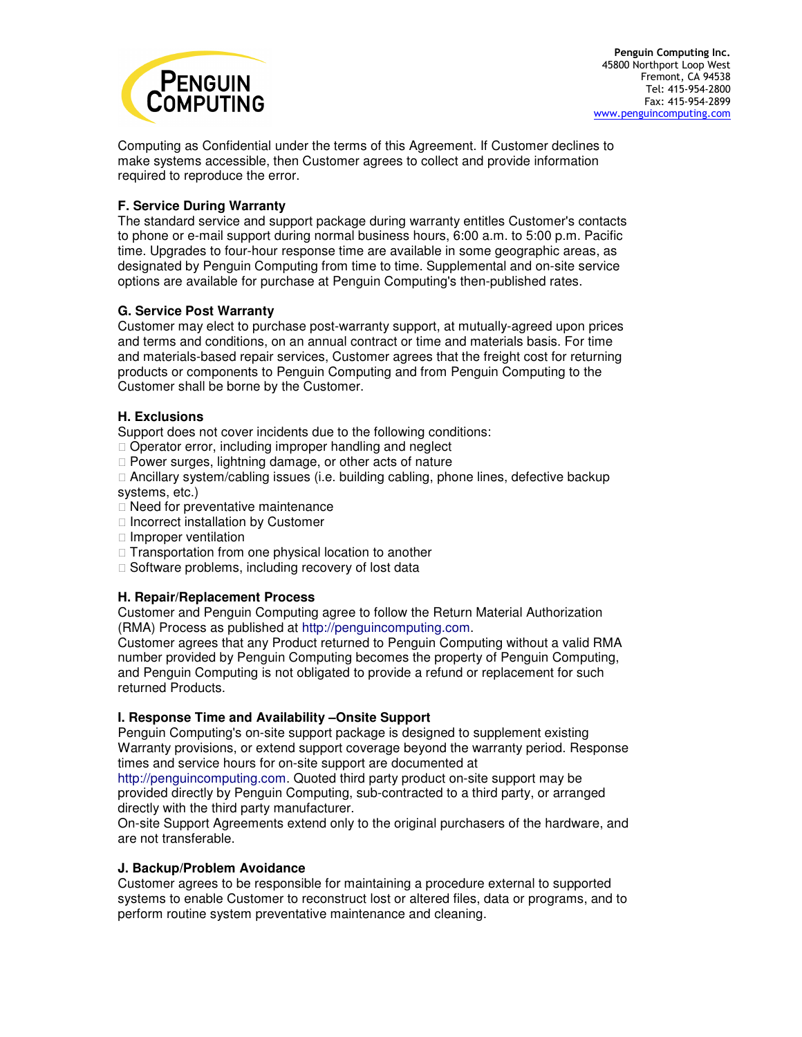Computing as Confidential under the terms of this Agreement. If Customer declines to make systems accessible, then Customer agrees to collect and provide information required to reproduce the error.

**F. Service During Warranty**

The standard service and support package during warranty entitles Customer's contacts to phone or e-mail support during normal business hours, 6:00 a.m. to 5:00 p.m. Pacific time. Upgrades to four-hour response time are available in some geographic areas, as designated by Penguin Computing from time to time. Supplemental and on-site service options are available for purchase at Penguin Computing's then-published rates.

**G. Service Post Warranty**

Customer may elect to purchase post-warranty support, at mutually-agreed upon prices and terms and conditions, on an annual contract or time and materials basis. For time and materials-based repair services, Customer agrees that the freight cost for returning products or components to Penguin Computing and from Penguin Computing to the Customer shall be borne by the Customer.

**H. Exclusions**

Support does not cover incidents due to the following conditions:

- Operator error, including improper handling and neglect
- Power surges, lightning damage, or other acts of nature
- Ancillary system/cabling issues (i.e. building cabling, phone lines, defective backup systems, etc.)
- Need for preventative maintenance
- Incorrect installation by Customer
- Improper ventilation
- Transportation from one physical location to another
- Software problems, including recovery of lost data

**H. Repair/Replacement Process**

Customer and Penguin Computing agree to follow the Return Material Authorization (RMA) Process as published at http://penguincomputing.com.
Customer agrees that any Product returned to Penguin Computing without a valid RMA number provided by Penguin Computing becomes the property of Penguin Computing, and Penguin Computing is not obligated to provide a refund or replacement for such returned Products.

**I. Response Time and Availability –Onsite Support**

Penguin Computing's on-site support package is designed to supplement existing Warranty provisions, or extend support coverage beyond the warranty period. Response times and service hours for on-site support are documented at http://penguincomputing.com. Quoted third party product on-site support may be provided directly by Penguin Computing, sub-contracted to a third party, or arranged directly with the third party manufacturer.
On-site Support Agreements extend only to the original purchasers of the hardware, and are not transferable.

**J. Backup/Problem Avoidance**

Customer agrees to be responsible for maintaining a procedure external to supported systems to enable Customer to reconstruct lost or altered files, data or programs, and to perform routine system preventative maintenance and cleaning.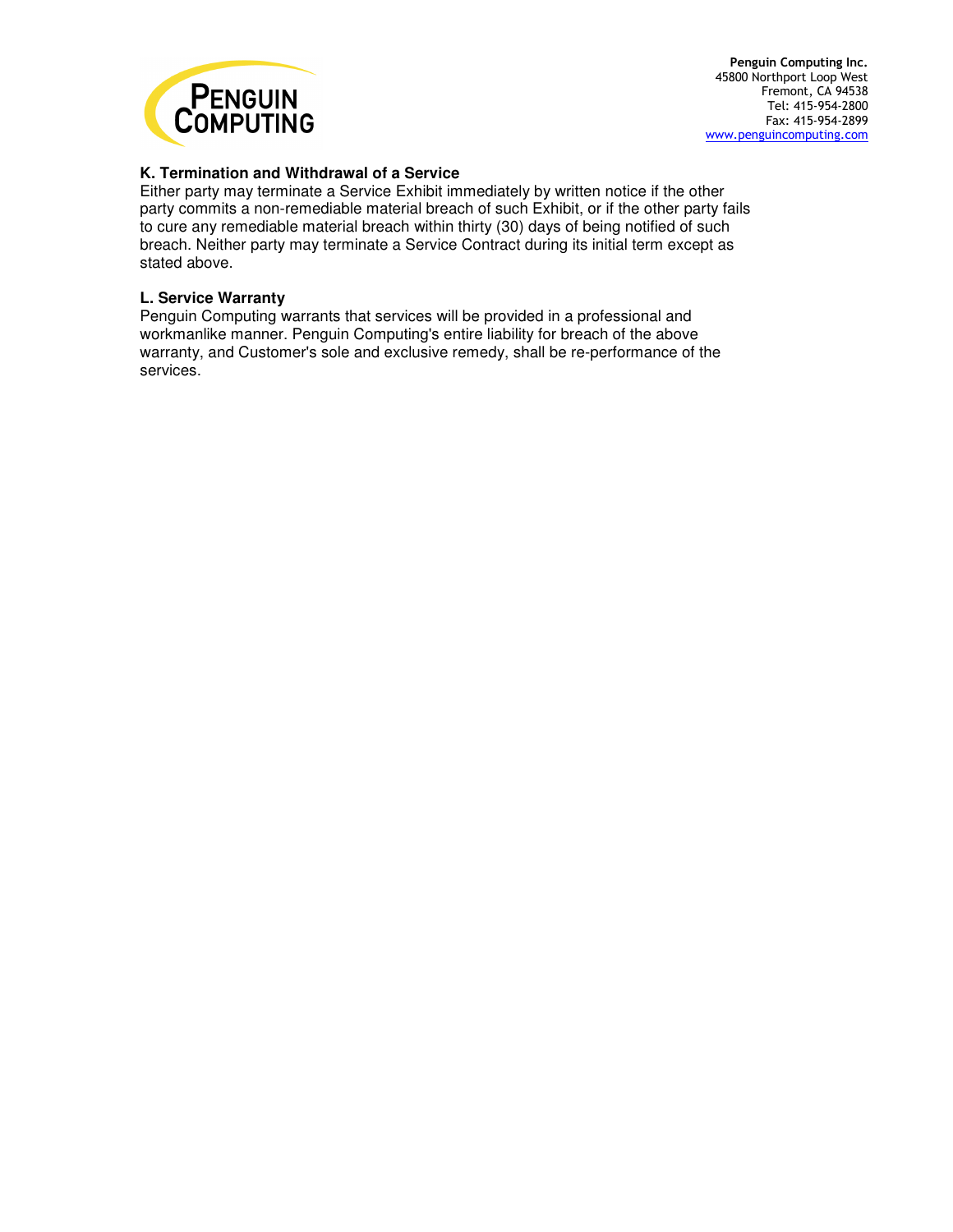**K. Termination and Withdrawal of a Service**

Either party may terminate a Service Exhibit immediately by written notice if the other party commits a non-remediable material breach of such Exhibit, or if the other party fails to cure any remediable material breach within thirty (30) days of being notified of such breach. Neither party may terminate a Service Contract during its initial term except as stated above.

**L. Service Warranty**

Penguin Computing warrants that services will be provided in a professional and workmanlike manner. Penguin Computing's entire liability for breach of the above warranty, and Customer's sole and exclusive remedy, shall be re-performance of the services.